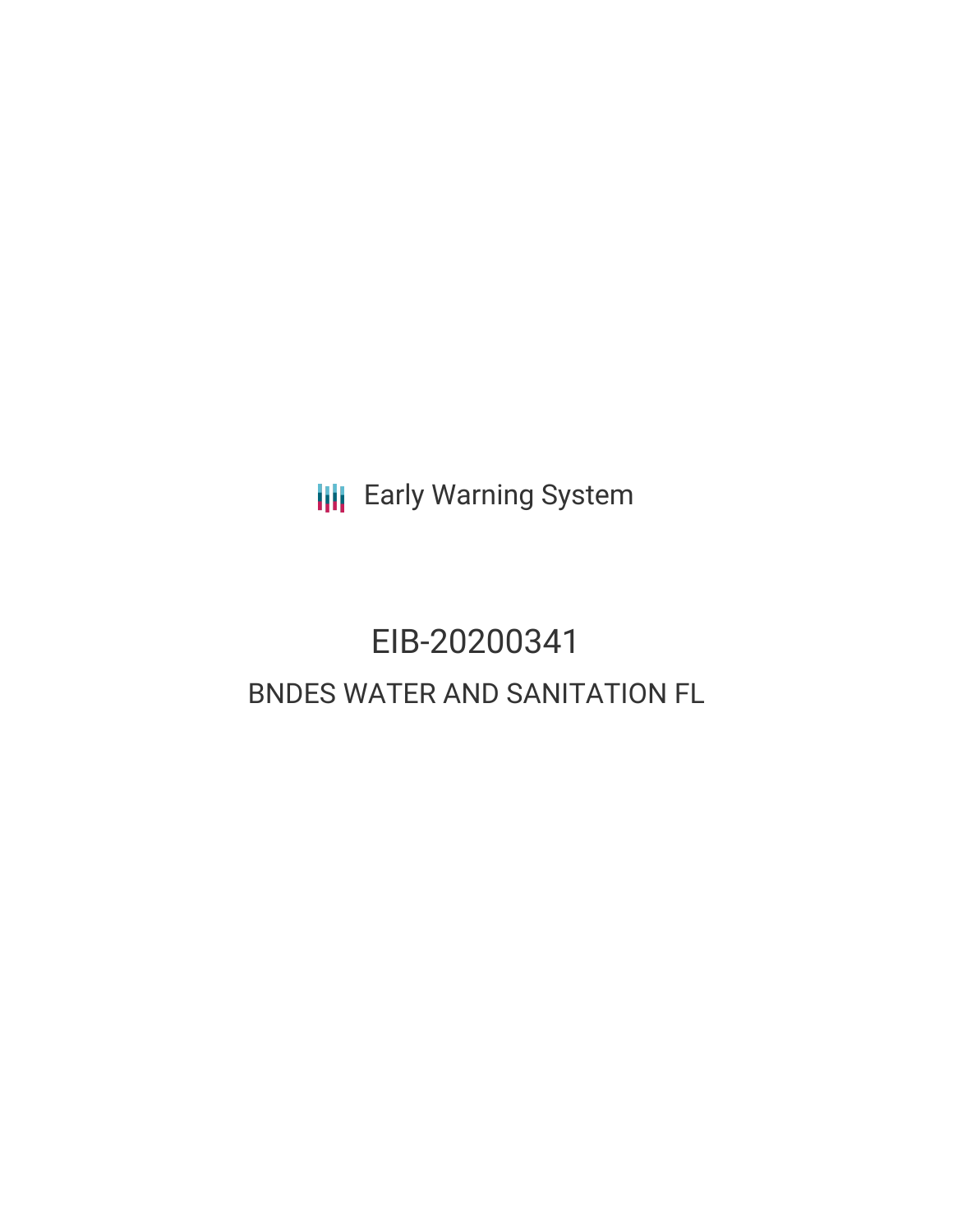Early Warning System

# EIB-20200341

## BNDES WATER AND SANITATION FL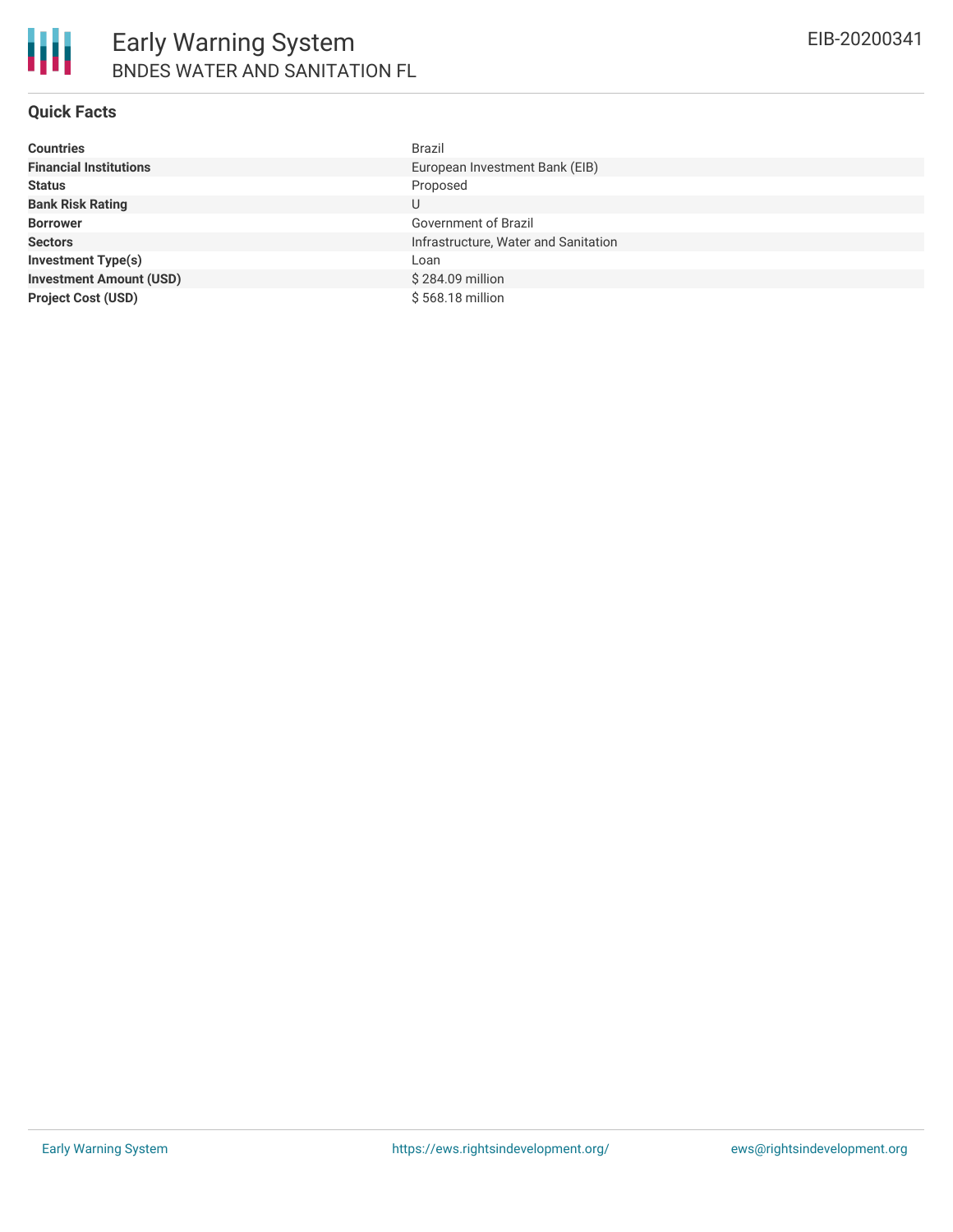# Early Warning System

## BNDES WATER AND SANITATION FL

EIB-20200341

### Quick Facts

| | |
|---|---|
| **Countries** | Brazil |
| **Financial Institutions** | European Investment Bank (EIB) |
| **Status** | Proposed |
| **Bank Risk Rating** | U |
| **Borrower** | Government of Brazil |
| **Sectors** | Infrastructure, Water and Sanitation |
| **Investment Type(s)** | Loan |
| **Investment Amount (USD)** | $ 284.09 million |
| **Project Cost (USD)** | $ 568.18 million |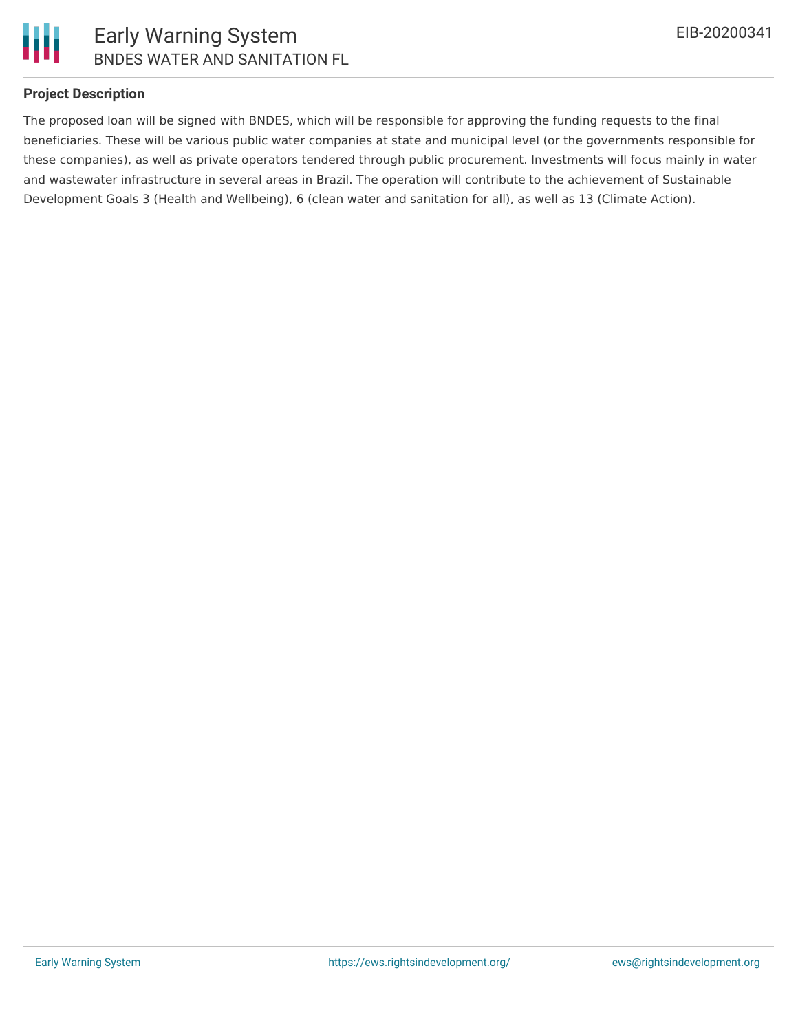## Project Description

The proposed loan will be signed with BNDES, which will be responsible for approving the funding requests to the final beneficiaries. These will be various public water companies at state and municipal level (or the governments responsible for these companies), as well as private operators tendered through public procurement. Investments will focus mainly in water and wastewater infrastructure in several areas in Brazil. The operation will contribute to the achievement of Sustainable Development Goals 3 (Health and Wellbeing), 6 (clean water and sanitation for all), as well as 13 (Climate Action).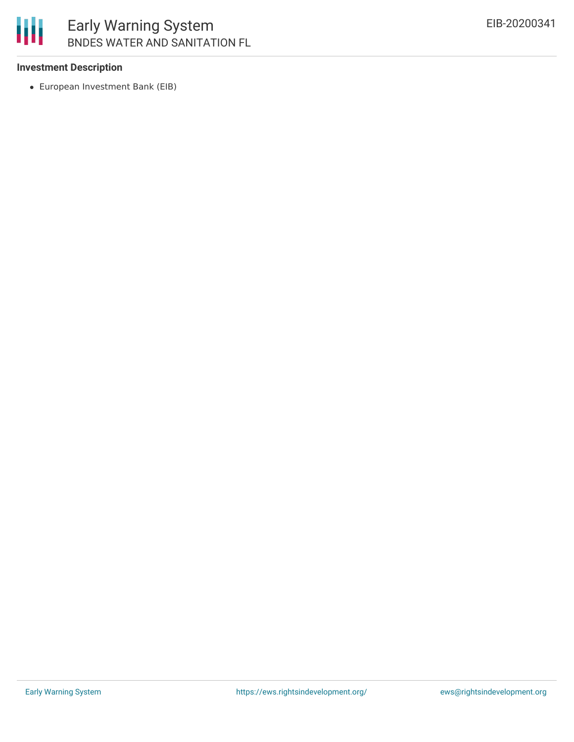### Investment Description

- European Investment Bank (EIB)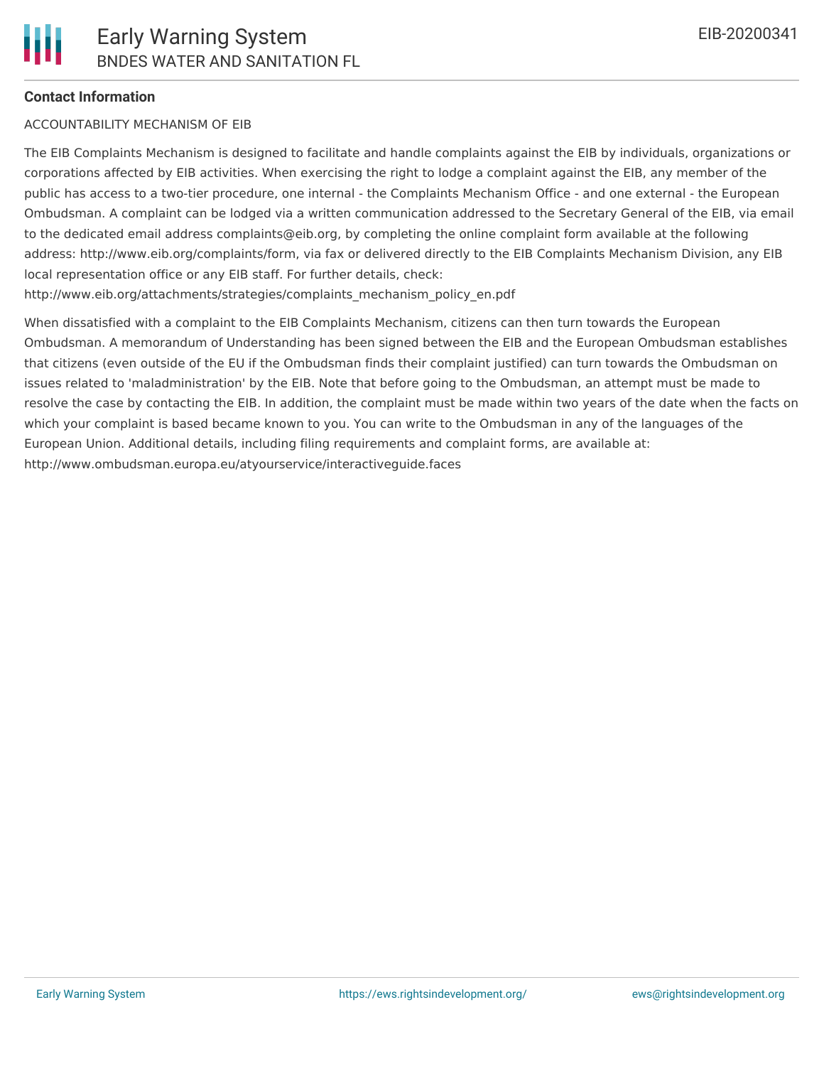#### Contact Information

ACCOUNTABILITY MECHANISM OF EIB

The EIB Complaints Mechanism is designed to facilitate and handle complaints against the EIB by individuals, organizations or corporations affected by EIB activities. When exercising the right to lodge a complaint against the EIB, any member of the public has access to a two-tier procedure, one internal - the Complaints Mechanism Office - and one external - the European Ombudsman. A complaint can be lodged via a written communication addressed to the Secretary General of the EIB, via email to the dedicated email address complaints@eib.org, by completing the online complaint form available at the following address: http://www.eib.org/complaints/form, via fax or delivered directly to the EIB Complaints Mechanism Division, any EIB local representation office or any EIB staff. For further details, check: http://www.eib.org/attachments/strategies/complaints_mechanism_policy_en.pdf

When dissatisfied with a complaint to the EIB Complaints Mechanism, citizens can then turn towards the European Ombudsman. A memorandum of Understanding has been signed between the EIB and the European Ombudsman establishes that citizens (even outside of the EU if the Ombudsman finds their complaint justified) can turn towards the Ombudsman on issues related to 'maladministration' by the EIB. Note that before going to the Ombudsman, an attempt must be made to resolve the case by contacting the EIB. In addition, the complaint must be made within two years of the date when the facts on which your complaint is based became known to you. You can write to the Ombudsman in any of the languages of the European Union. Additional details, including filing requirements and complaint forms, are available at: http://www.ombudsman.europa.eu/atyourservice/interactiveguide.faces